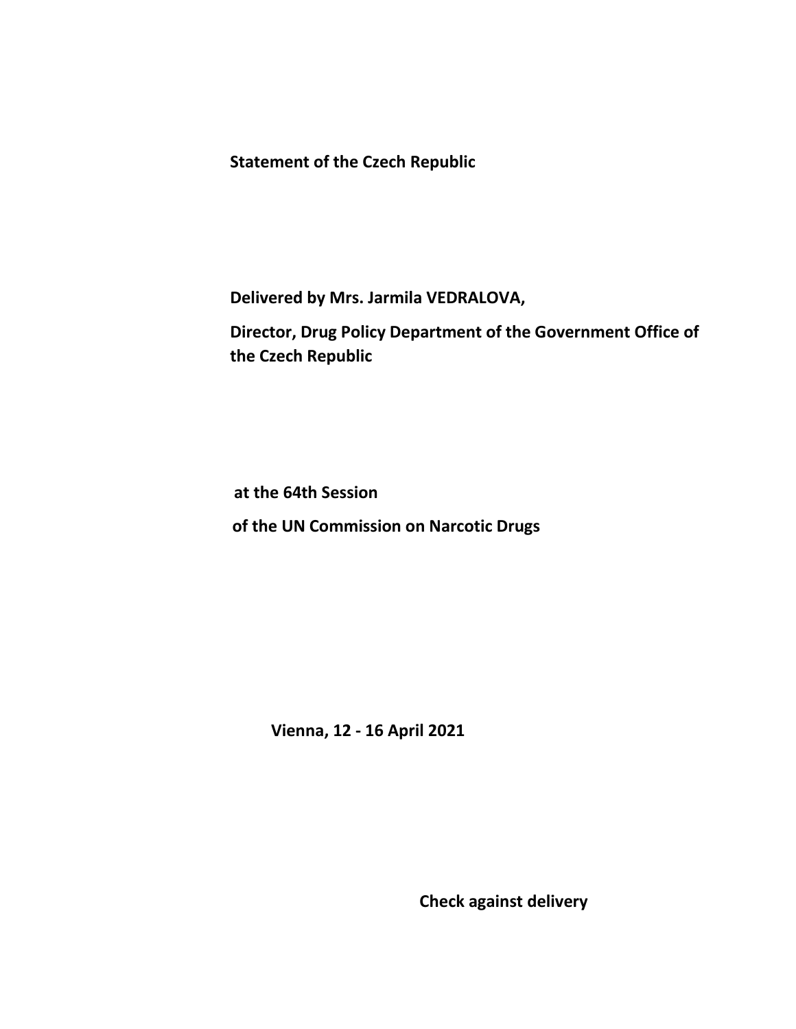**Statement of the Czech Republic**

**Delivered by Mrs. Jarmila VEDRALOVA,**

**Director, Drug Policy Department of the Government Office of the Czech Republic**

**at the 64th Session**

**of the UN Commission on Narcotic Drugs**

**Vienna, 12 - 16 April 2021**

**Check against delivery**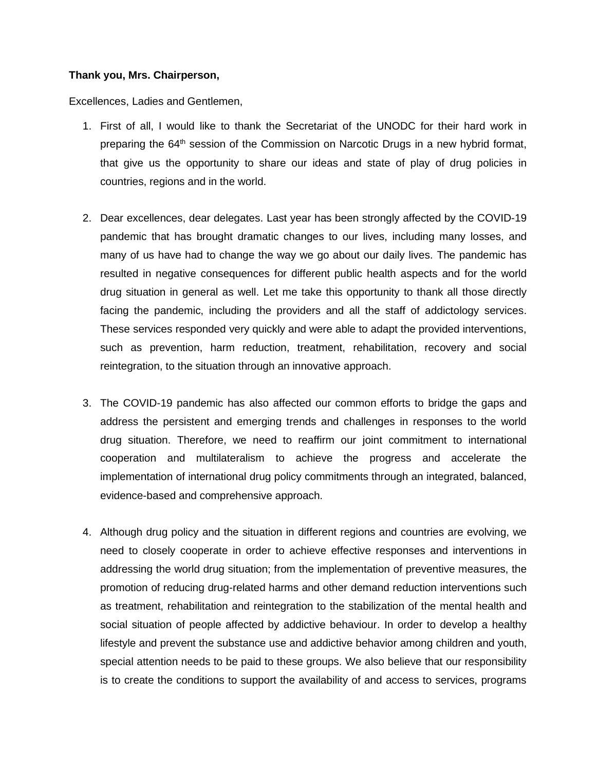**Thank you, Mrs. Chairperson,**

Excellences, Ladies and Gentlemen,

1. First of all, I would like to thank the Secretariat of the UNODC for their hard work in preparing the 64th session of the Commission on Narcotic Drugs in a new hybrid format, that give us the opportunity to share our ideas and state of play of drug policies in countries, regions and in the world.

2. Dear excellences, dear delegates. Last year has been strongly affected by the COVID-19 pandemic that has brought dramatic changes to our lives, including many losses, and many of us have had to change the way we go about our daily lives. The pandemic has resulted in negative consequences for different public health aspects and for the world drug situation in general as well. Let me take this opportunity to thank all those directly facing the pandemic, including the providers and all the staff of addictology services. These services responded very quickly and were able to adapt the provided interventions, such as prevention, harm reduction, treatment, rehabilitation, recovery and social reintegration, to the situation through an innovative approach.

3. The COVID-19 pandemic has also affected our common efforts to bridge the gaps and address the persistent and emerging trends and challenges in responses to the world drug situation. Therefore, we need to reaffirm our joint commitment to international cooperation and multilateralism to achieve the progress and accelerate the implementation of international drug policy commitments through an integrated, balanced, evidence-based and comprehensive approach.

4. Although drug policy and the situation in different regions and countries are evolving, we need to closely cooperate in order to achieve effective responses and interventions in addressing the world drug situation; from the implementation of preventive measures, the promotion of reducing drug-related harms and other demand reduction interventions such as treatment, rehabilitation and reintegration to the stabilization of the mental health and social situation of people affected by addictive behaviour. In order to develop a healthy lifestyle and prevent the substance use and addictive behavior among children and youth, special attention needs to be paid to these groups. We also believe that our responsibility is to create the conditions to support the availability of and access to services, programs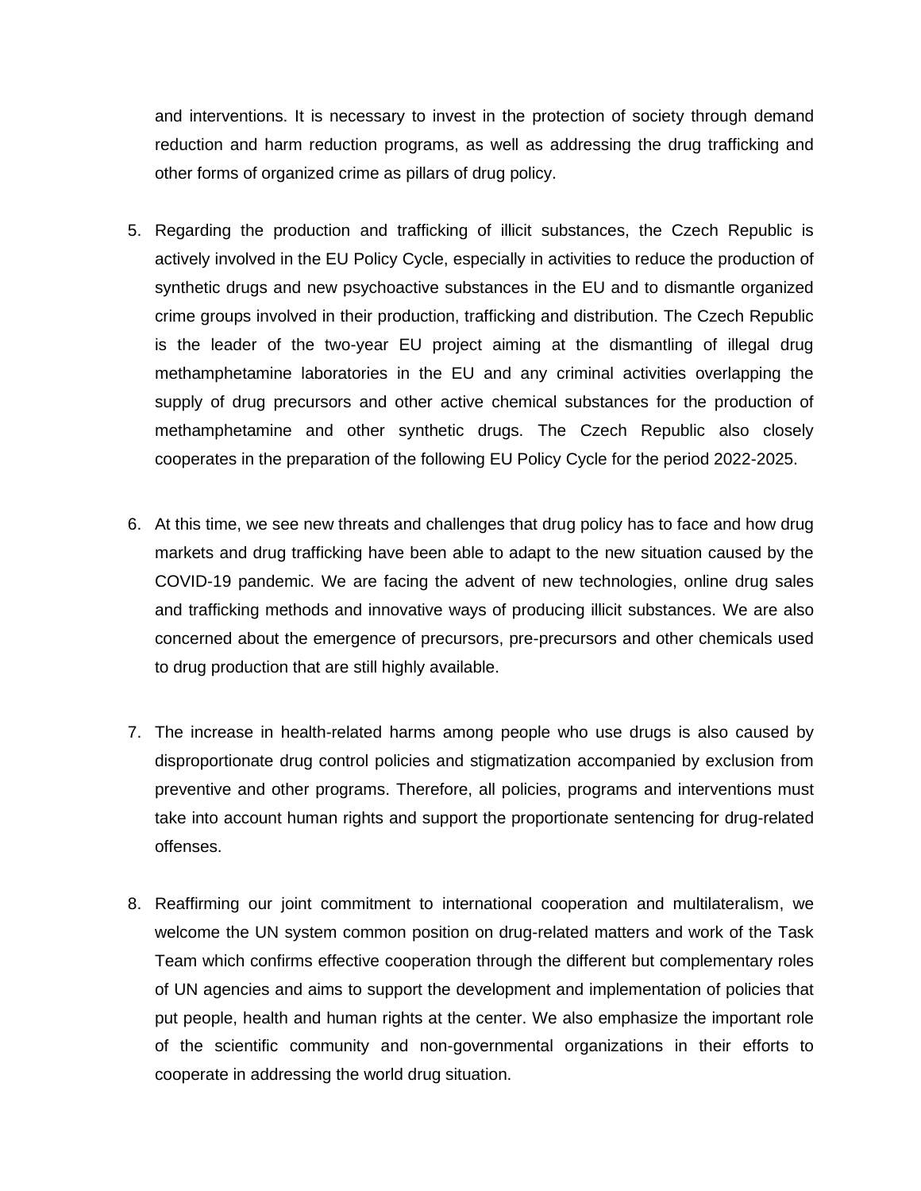and interventions. It is necessary to invest in the protection of society through demand reduction and harm reduction programs, as well as addressing the drug trafficking and other forms of organized crime as pillars of drug policy.

5. Regarding the production and trafficking of illicit substances, the Czech Republic is actively involved in the EU Policy Cycle, especially in activities to reduce the production of synthetic drugs and new psychoactive substances in the EU and to dismantle organized crime groups involved in their production, trafficking and distribution. The Czech Republic is the leader of the two-year EU project aiming at the dismantling of illegal drug methamphetamine laboratories in the EU and any criminal activities overlapping the supply of drug precursors and other active chemical substances for the production of methamphetamine and other synthetic drugs. The Czech Republic also closely cooperates in the preparation of the following EU Policy Cycle for the period 2022-2025.

6. At this time, we see new threats and challenges that drug policy has to face and how drug markets and drug trafficking have been able to adapt to the new situation caused by the COVID-19 pandemic. We are facing the advent of new technologies, online drug sales and trafficking methods and innovative ways of producing illicit substances. We are also concerned about the emergence of precursors, pre-precursors and other chemicals used to drug production that are still highly available.

7. The increase in health-related harms among people who use drugs is also caused by disproportionate drug control policies and stigmatization accompanied by exclusion from preventive and other programs. Therefore, all policies, programs and interventions must take into account human rights and support the proportionate sentencing for drug-related offenses.

8. Reaffirming our joint commitment to international cooperation and multilateralism, we welcome the UN system common position on drug-related matters and work of the Task Team which confirms effective cooperation through the different but complementary roles of UN agencies and aims to support the development and implementation of policies that put people, health and human rights at the center. We also emphasize the important role of the scientific community and non-governmental organizations in their efforts to cooperate in addressing the world drug situation.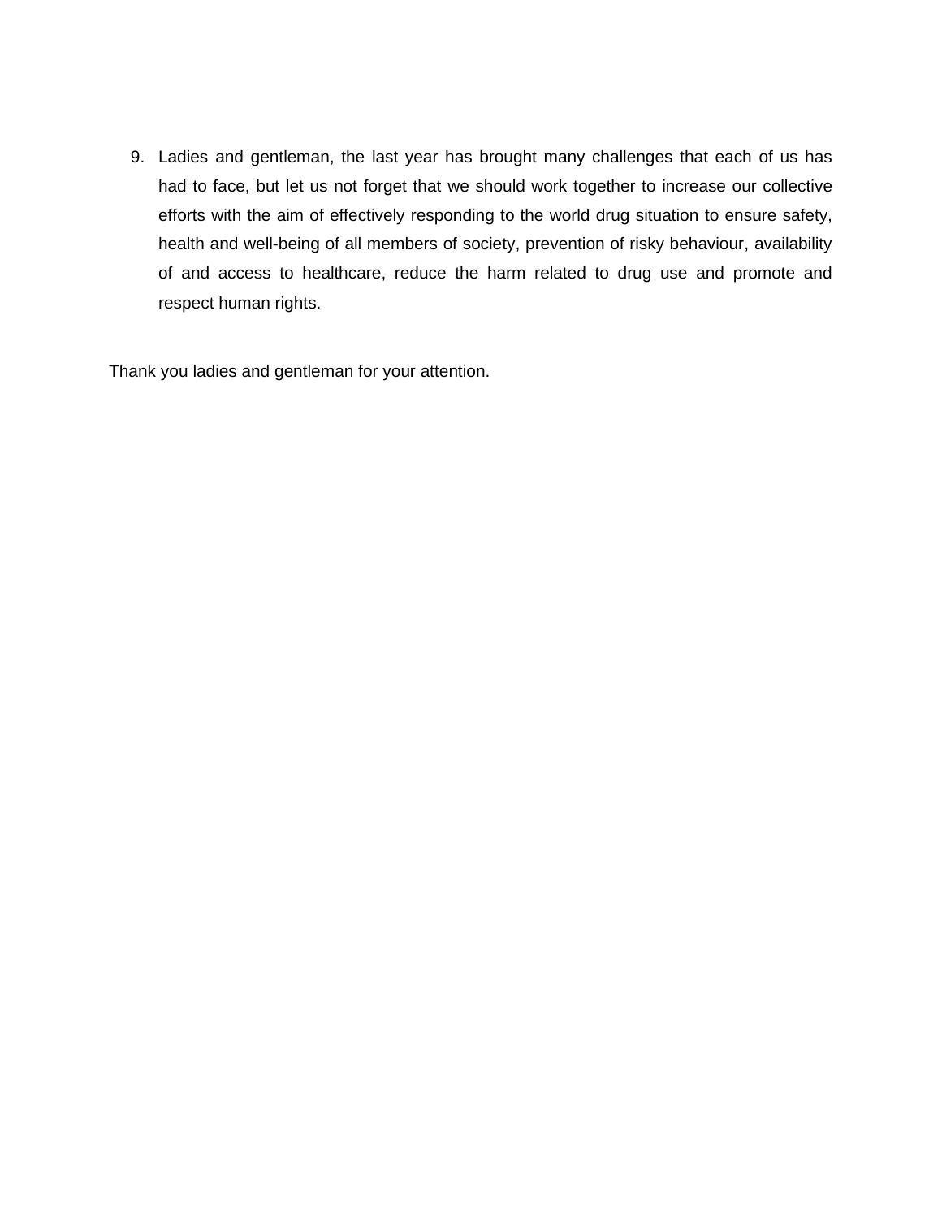9. Ladies and gentleman, the last year has brought many challenges that each of us has had to face, but let us not forget that we should work together to increase our collective efforts with the aim of effectively responding to the world drug situation to ensure safety, health and well-being of all members of society, prevention of risky behaviour, availability of and access to healthcare, reduce the harm related to drug use and promote and respect human rights.

Thank you ladies and gentleman for your attention.